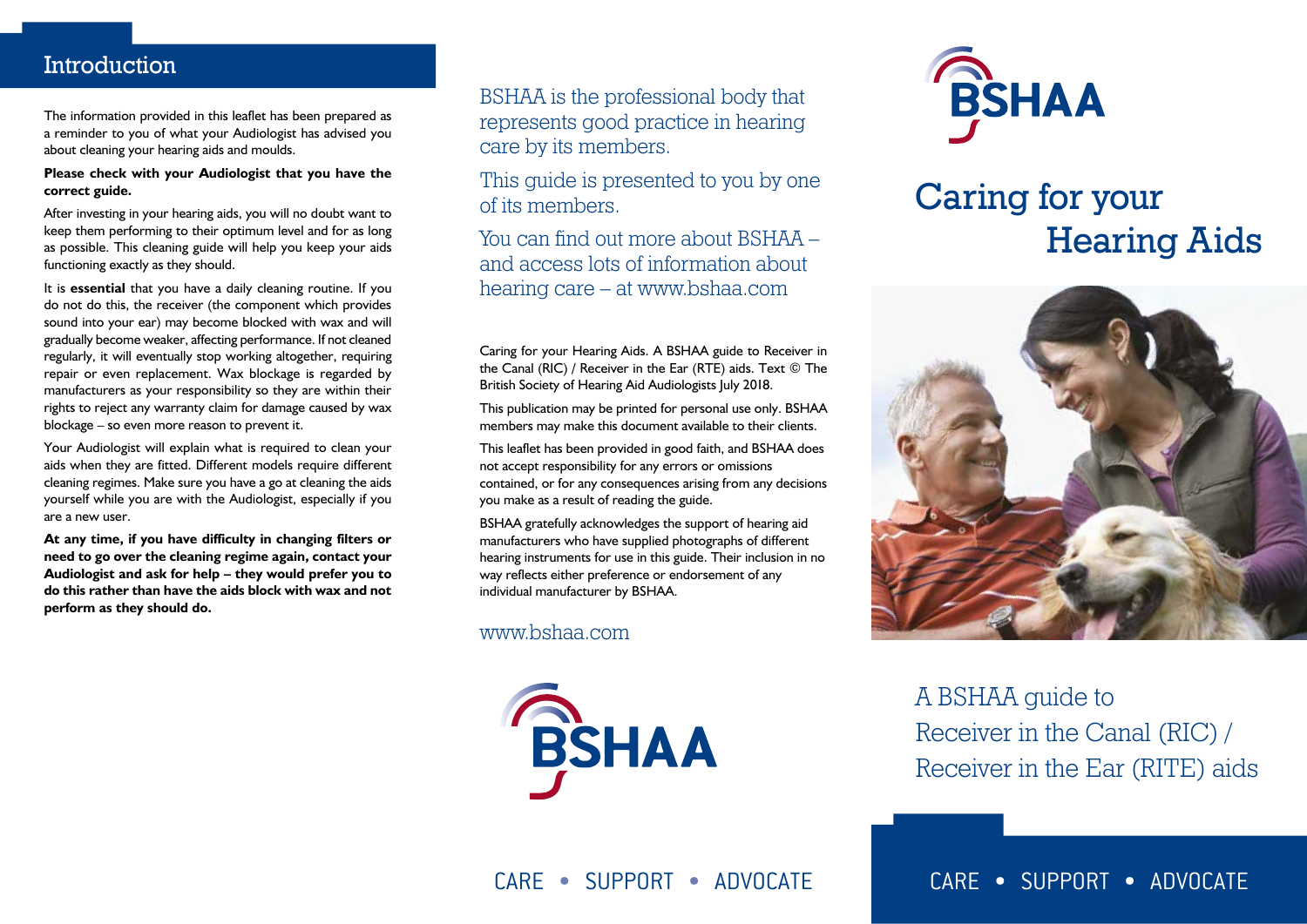## Introduction

The information provided in this leaflet has been prepared as a reminder to you of what your Audiologist has advised you about cleaning your hearing aids and moulds.

**Please check with your Audiologist that you have the correct guide.**

After investing in your hearing aids, you will no doubt want to keep them performing to their optimum level and for as long as possible. This cleaning guide will help you keep your aids functioning exactly as they should.

It is **essential** that you have a daily cleaning routine. If you do not do this, the receiver (the component which provides sound into your ear) may become blocked with wax and will gradually become weaker, affecting performance. If not cleaned regularly, it will eventually stop working altogether, requiring repair or even replacement. Wax blockage is regarded by manufacturers as your responsibility so they are within their rights to reject any warranty claim for damage caused by wax blockage – so even more reason to prevent it.

Your Audiologist will explain what is required to clean your aids when they are fitted. Different models require different cleaning regimes. Make sure you have a go at cleaning the aids yourself while you are with the Audiologist, especially if you are a new user.

**At any time, if you have difficulty in changing filters or need to go over the cleaning regime again, contact your Audiologist and ask for help – they would prefer you to do this rather than have the aids block with wax and not perform as they should.**

BSHAA is the professional body that represents good practice in hearing care by its members.

This guide is presented to you by one of its members.

You can find out more about BSHAA – and access lots of information about hearing care – at www.bshaa.com

Caring for your Hearing Aids. A BSHAA guide to Receiver in the Canal (RIC) / Receiver in the Ear (RTE) aids. Text © The British Society of Hearing Aid Audiologists July 2018.

This publication may be printed for personal use only. BSHAA members may make this document available to their clients.

This leaflet has been provided in good faith, and BSHAA does not accept responsibility for any errors or omissions contained, or for any consequences arising from any decisions you make as a result of reading the guide.

BSHAA gratefully acknowledges the support of hearing aid manufacturers who have supplied photographs of different hearing instruments for use in this guide. Their inclusion in no way reflects either preference or endorsement of any individual manufacturer by BSHAA.

www.bshaa.com

BSHAA

CARE • SUPPORT • ADVOCATE

BSHAA

# Caring for your Hearing Aids

A BSHAA guide to Receiver in the Canal (RIC) / Receiver in the Ear (RITE) aids

CARE • SUPPORT • ADVOCATE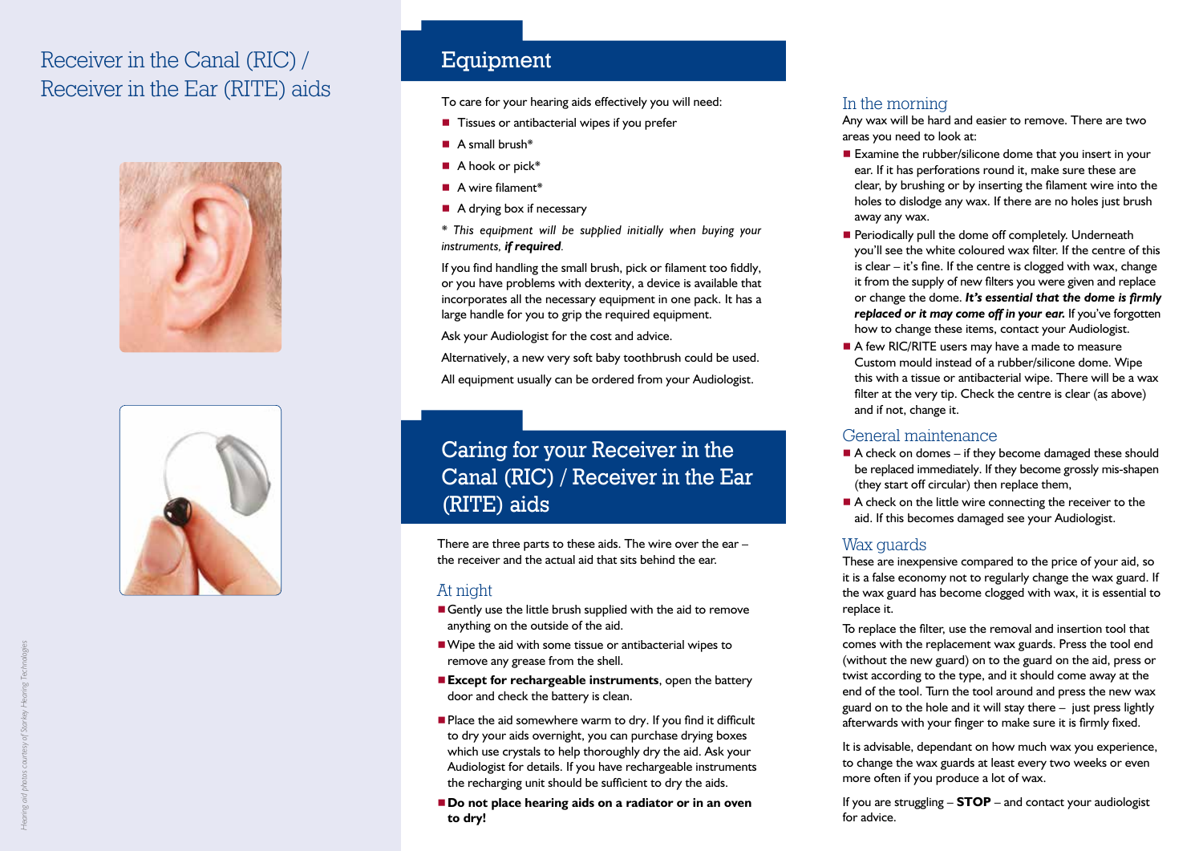# Receiver in the Canal (RIC) / Receiver in the Ear (RITE) aids

*Hearing aid photos courtesy of Starkey Hearing Technologies*

## Equipment

To care for your hearing aids effectively you will need:

- Tissues or antibacterial wipes if you prefer
- A small brush*
- A hook or pick*
- A wire filament*
- A drying box if necessary

*\* This equipment will be supplied initially when buying your instruments, **if required**.*

If you find handling the small brush, pick or filament too fiddly, or you have problems with dexterity, a device is available that incorporates all the necessary equipment in one pack. It has a large handle for you to grip the required equipment.

Ask your Audiologist for the cost and advice.

Alternatively, a new very soft baby toothbrush could be used.

All equipment usually can be ordered from your Audiologist.

## Caring for your Receiver in the Canal (RIC) / Receiver in the Ear (RITE) aids

There are three parts to these aids. The wire over the ear – the receiver and the actual aid that sits behind the ear.

### At night

- Gently use the little brush supplied with the aid to remove anything on the outside of the aid.
- Wipe the aid with some tissue or antibacterial wipes to remove any grease from the shell.
- **Except for rechargeable instruments**, open the battery door and check the battery is clean.
- Place the aid somewhere warm to dry. If you find it difficult to dry your aids overnight, you can purchase drying boxes which use crystals to help thoroughly dry the aid. Ask your Audiologist for details. If you have rechargeable instruments the recharging unit should be sufficient to dry the aids.
- **Do not place hearing aids on a radiator or in an oven to dry!**

### In the morning

Any wax will be hard and easier to remove. There are two areas you need to look at:

- Examine the rubber/silicone dome that you insert in your ear. If it has perforations round it, make sure these are clear, by brushing or by inserting the filament wire into the holes to dislodge any wax. If there are no holes just brush away any wax.
- Periodically pull the dome off completely. Underneath you'll see the white coloured wax filter. If the centre of this is clear – it's fine. If the centre is clogged with wax, change it from the supply of new filters you were given and replace or change the dome. ***It's essential that the dome is firmly replaced or it may come off in your ear.*** If you've forgotten how to change these items, contact your Audiologist.
- A few RIC/RITE users may have a made to measure Custom mould instead of a rubber/silicone dome. Wipe this with a tissue or antibacterial wipe. There will be a wax filter at the very tip. Check the centre is clear (as above) and if not, change it.

### General maintenance

- A check on domes – if they become damaged these should be replaced immediately. If they become grossly mis-shapen (they start off circular) then replace them,
- A check on the little wire connecting the receiver to the aid. If this becomes damaged see your Audiologist.

### Wax guards

These are inexpensive compared to the price of your aid, so it is a false economy not to regularly change the wax guard. If the wax guard has become clogged with wax, it is essential to replace it.

To replace the filter, use the removal and insertion tool that comes with the replacement wax guards. Press the tool end (without the new guard) on to the guard on the aid, press or twist according to the type, and it should come away at the end of the tool. Turn the tool around and press the new wax guard on to the hole and it will stay there – just press lightly afterwards with your finger to make sure it is firmly fixed.

It is advisable, dependant on how much wax you experience, to change the wax guards at least every two weeks or even more often if you produce a lot of wax.

If you are struggling – **STOP** – and contact your audiologist for advice.